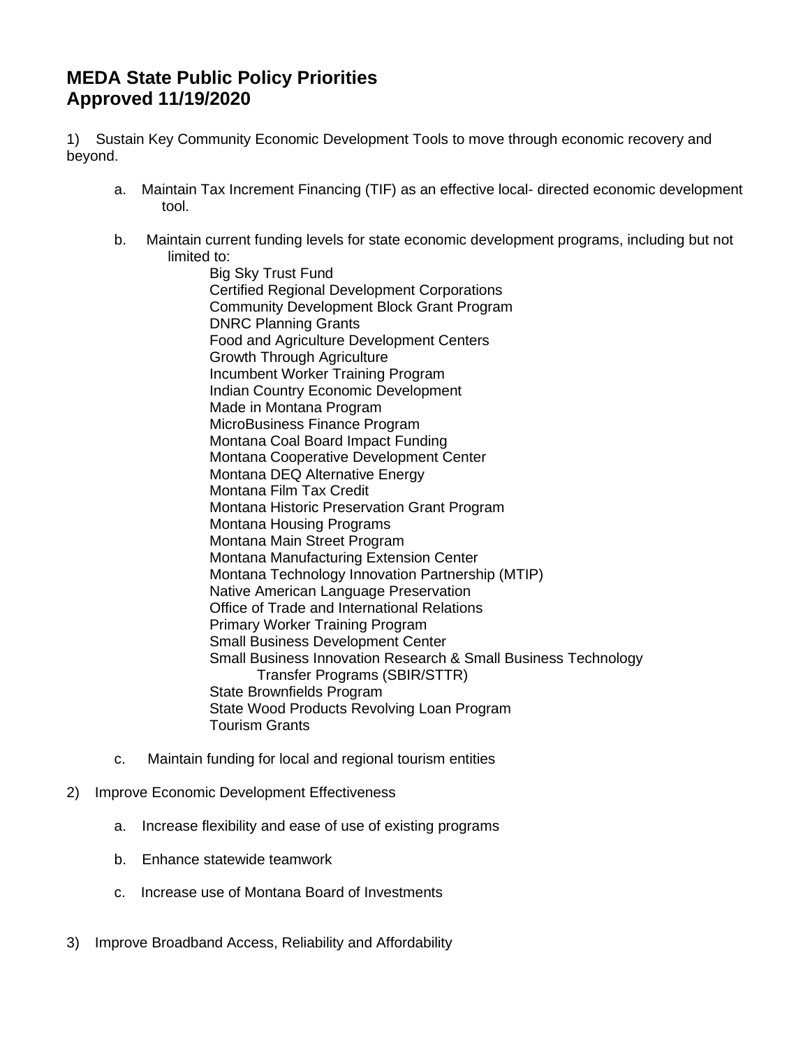# MEDA State Public Policy Priorities
# Approved 11/19/2020

1) Sustain Key Community Economic Development Tools to move through economic recovery and beyond.

   a. Maintain Tax Increment Financing (TIF) as an effective local- directed economic development tool.

   b. Maintain current funding levels for state economic development programs, including but not limited to:
      - Big Sky Trust Fund
      - Certified Regional Development Corporations
      - Community Development Block Grant Program
      - DNRC Planning Grants
      - Food and Agriculture Development Centers
      - Growth Through Agriculture
      - Incumbent Worker Training Program
      - Indian Country Economic Development
      - Made in Montana Program
      - MicroBusiness Finance Program
      - Montana Coal Board Impact Funding
      - Montana Cooperative Development Center
      - Montana DEQ Alternative Energy
      - Montana Film Tax Credit
      - Montana Historic Preservation Grant Program
      - Montana Housing Programs
      - Montana Main Street Program
      - Montana Manufacturing Extension Center
      - Montana Technology Innovation Partnership (MTIP)
      - Native American Language Preservation
      - Office of Trade and International Relations
      - Primary Worker Training Program
      - Small Business Development Center
      - Small Business Innovation Research & Small Business Technology Transfer Programs (SBIR/STTR)
      - State Brownfields Program
      - State Wood Products Revolving Loan Program
      - Tourism Grants

   c. Maintain funding for local and regional tourism entities

2) Improve Economic Development Effectiveness

   a. Increase flexibility and ease of use of existing programs

   b. Enhance statewide teamwork

   c. Increase use of Montana Board of Investments

3) Improve Broadband Access, Reliability and Affordability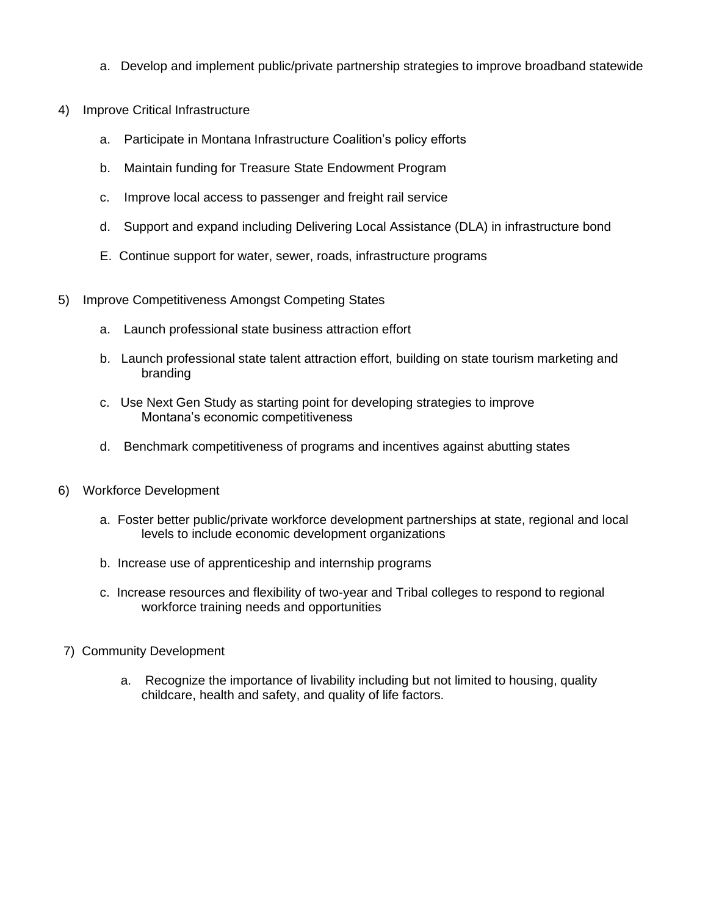a. Develop and implement public/private partnership strategies to improve broadband statewide

4) Improve Critical Infrastructure

   a. Participate in Montana Infrastructure Coalition's policy efforts

   b. Maintain funding for Treasure State Endowment Program

   c. Improve local access to passenger and freight rail service

   d. Support and expand including Delivering Local Assistance (DLA) in infrastructure bond

   E. Continue support for water, sewer, roads, infrastructure programs

5) Improve Competitiveness Amongst Competing States

   a. Launch professional state business attraction effort

   b. Launch professional state talent attraction effort, building on state tourism marketing and branding

   c. Use Next Gen Study as starting point for developing strategies to improve Montana's economic competitiveness

   d. Benchmark competitiveness of programs and incentives against abutting states

6) Workforce Development

   a. Foster better public/private workforce development partnerships at state, regional and local levels to include economic development organizations

   b. Increase use of apprenticeship and internship programs

   c. Increase resources and flexibility of two-year and Tribal colleges to respond to regional workforce training needs and opportunities

7) Community Development

   a. Recognize the importance of livability including but not limited to housing, quality childcare, health and safety, and quality of life factors.